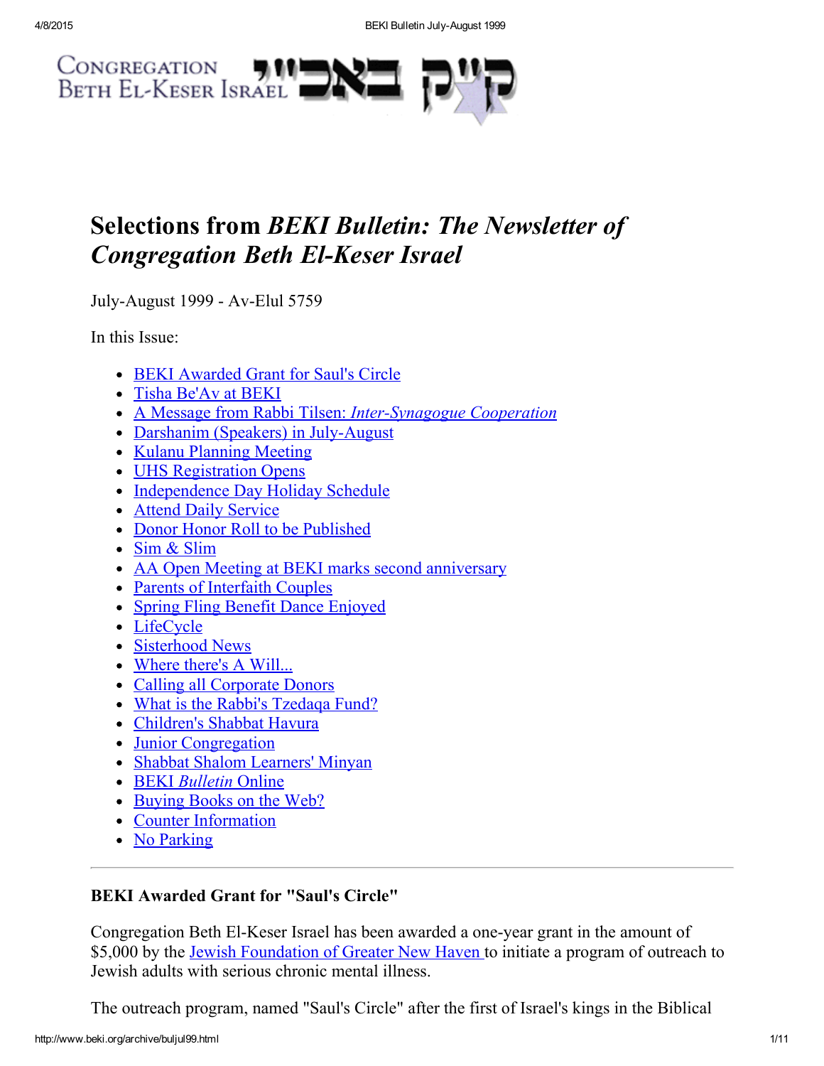Congregation Beth El-Keser Israel קֶ"יִק בֵּאבִּ"י

# Selections from *BEKI Bulletin: The Newsletter of Congregation Beth El-Keser Israel*

July-August 1999 - Av-Elul 5759

In this Issue:

- BEKI Awarded Grant for Saul's Circle
- Tisha Be'Av at BEKI
- A Message from Rabbi Tilsen: *Inter-Synagogue Cooperation*
- Darshanim (Speakers) in July-August
- Kulanu Planning Meeting
- UHS Registration Opens
- Independence Day Holiday Schedule
- Attend Daily Service
- Donor Honor Roll to be Published
- Sim & Slim
- AA Open Meeting at BEKI marks second anniversary
- Parents of Interfaith Couples
- Spring Fling Benefit Dance Enjoyed
- LifeCycle
- Sisterhood News
- Where there's A Will...
- Calling all Corporate Donors
- What is the Rabbi's Tzedaqa Fund?
- Children's Shabbat Havura
- Junior Congregation
- Shabbat Shalom Learners' Minyan
- BEKI *Bulletin* Online
- Buying Books on the Web?
- Counter Information
- No Parking

---

### BEKI Awarded Grant for "Saul's Circle"

Congregation Beth El-Keser Israel has been awarded a one-year grant in the amount of $5,000 by the Jewish Foundation of Greater New Haven to initiate a program of outreach to Jewish adults with serious chronic mental illness.

The outreach program, named "Saul's Circle" after the first of Israel's kings in the Biblical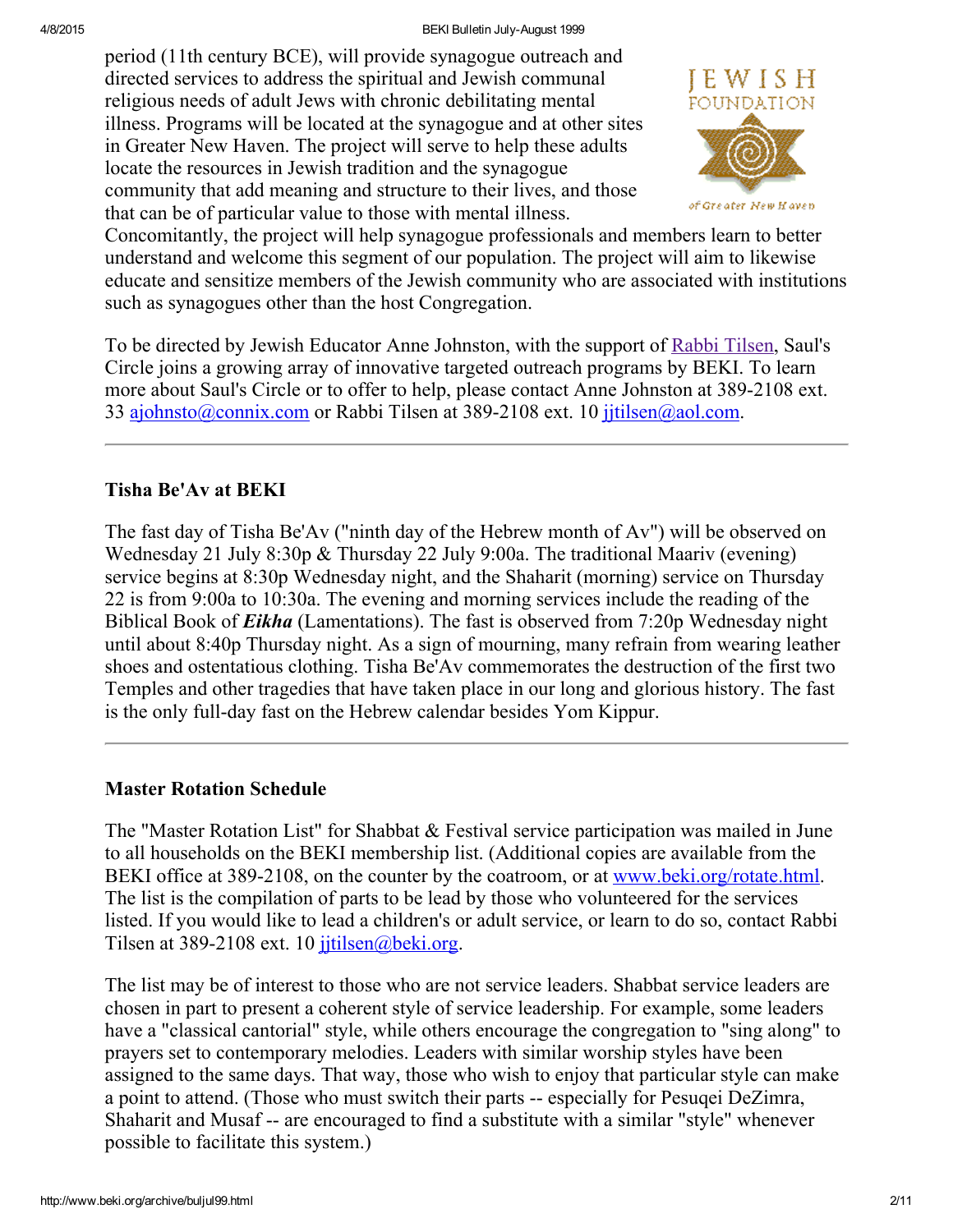period (11th century BCE), will provide synagogue outreach and directed services to address the spiritual and Jewish communal religious needs of adult Jews with chronic debilitating mental illness. Programs will be located at the synagogue and at other sites in Greater New Haven. The project will serve to help these adults locate the resources in Jewish tradition and the synagogue community that add meaning and structure to their lives, and those that can be of particular value to those with mental illness. Concomitantly, the project will help synagogue professionals and members learn to better understand and welcome this segment of our population. The project will aim to likewise educate and sensitize members of the Jewish community who are associated with institutions such as synagogues other than the host Congregation.

To be directed by Jewish Educator Anne Johnston, with the support of Rabbi Tilsen, Saul's Circle joins a growing array of innovative targeted outreach programs by BEKI. To learn more about Saul's Circle or to offer to help, please contact Anne Johnston at 389-2108 ext. 33 ajohnsto@connix.com or Rabbi Tilsen at 389-2108 ext. 10 jjtilsen@aol.com.

---

### Tisha Be'Av at BEKI

The fast day of Tisha Be'Av ("ninth day of the Hebrew month of Av") will be observed on Wednesday 21 July 8:30p & Thursday 22 July 9:00a. The traditional Maariv (evening) service begins at 8:30p Wednesday night, and the Shaharit (morning) service on Thursday 22 is from 9:00a to 10:30a. The evening and morning services include the reading of the Biblical Book of ***Eikha*** (Lamentations). The fast is observed from 7:20p Wednesday night until about 8:40p Thursday night. As a sign of mourning, many refrain from wearing leather shoes and ostentatious clothing. Tisha Be'Av commemorates the destruction of the first two Temples and other tragedies that have taken place in our long and glorious history. The fast is the only full-day fast on the Hebrew calendar besides Yom Kippur.

---

### Master Rotation Schedule

The "Master Rotation List" for Shabbat & Festival service participation was mailed in June to all households on the BEKI membership list. (Additional copies are available from the BEKI office at 389-2108, on the counter by the coatroom, or at www.beki.org/rotate.html. The list is the compilation of parts to be lead by those who volunteered for the services listed. If you would like to lead a children's or adult service, or learn to do so, contact Rabbi Tilsen at 389-2108 ext. 10 jjtilsen@beki.org.

The list may be of interest to those who are not service leaders. Shabbat service leaders are chosen in part to present a coherent style of service leadership. For example, some leaders have a "classical cantorial" style, while others encourage the congregation to "sing along" to prayers set to contemporary melodies. Leaders with similar worship styles have been assigned to the same days. That way, those who wish to enjoy that particular style can make a point to attend. (Those who must switch their parts -- especially for Pesuqei DeZimra, Shaharit and Musaf -- are encouraged to find a substitute with a similar "style" whenever possible to facilitate this system.)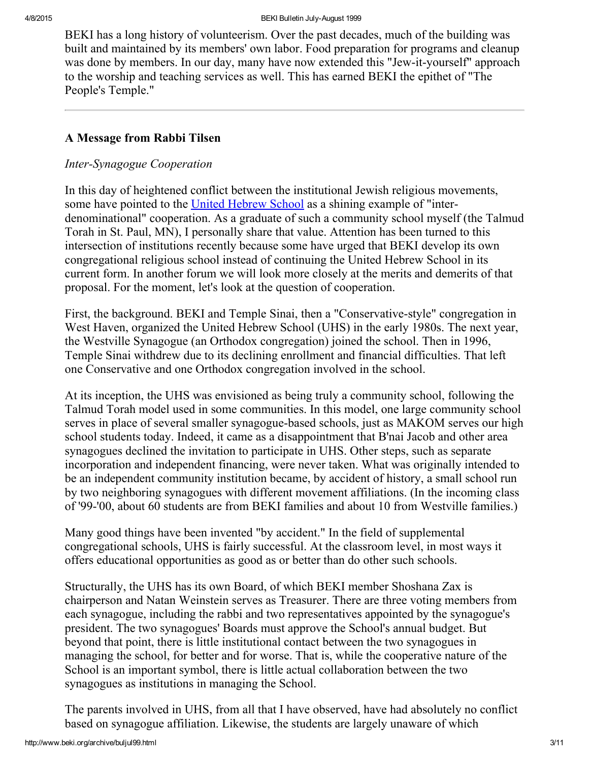BEKI has a long history of volunteerism. Over the past decades, much of the building was built and maintained by its members' own labor. Food preparation for programs and cleanup was done by members. In our day, many have now extended this "Jew-it-yourself" approach to the worship and teaching services as well. This has earned BEKI the epithet of "The People's Temple."

---

### A Message from Rabbi Tilsen

*Inter-Synagogue Cooperation*

In this day of heightened conflict between the institutional Jewish religious movements, some have pointed to the United Hebrew School as a shining example of "inter-denominational" cooperation. As a graduate of such a community school myself (the Talmud Torah in St. Paul, MN), I personally share that value. Attention has been turned to this intersection of institutions recently because some have urged that BEKI develop its own congregational religious school instead of continuing the United Hebrew School in its current form. In another forum we will look more closely at the merits and demerits of that proposal. For the moment, let's look at the question of cooperation.

First, the background. BEKI and Temple Sinai, then a "Conservative-style" congregation in West Haven, organized the United Hebrew School (UHS) in the early 1980s. The next year, the Westville Synagogue (an Orthodox congregation) joined the school. Then in 1996, Temple Sinai withdrew due to its declining enrollment and financial difficulties. That left one Conservative and one Orthodox congregation involved in the school.

At its inception, the UHS was envisioned as being truly a community school, following the Talmud Torah model used in some communities. In this model, one large community school serves in place of several smaller synagogue-based schools, just as MAKOM serves our high school students today. Indeed, it came as a disappointment that B'nai Jacob and other area synagogues declined the invitation to participate in UHS. Other steps, such as separate incorporation and independent financing, were never taken. What was originally intended to be an independent community institution became, by accident of history, a small school run by two neighboring synagogues with different movement affiliations. (In the incoming class of '99-'00, about 60 students are from BEKI families and about 10 from Westville families.)

Many good things have been invented "by accident." In the field of supplemental congregational schools, UHS is fairly successful. At the classroom level, in most ways it offers educational opportunities as good as or better than do other such schools.

Structurally, the UHS has its own Board, of which BEKI member Shoshana Zax is chairperson and Natan Weinstein serves as Treasurer. There are three voting members from each synagogue, including the rabbi and two representatives appointed by the synagogue's president. The two synagogues' Boards must approve the School's annual budget. But beyond that point, there is little institutional contact between the two synagogues in managing the school, for better and for worse. That is, while the cooperative nature of the School is an important symbol, there is little actual collaboration between the two synagogues as institutions in managing the School.

The parents involved in UHS, from all that I have observed, have had absolutely no conflict based on synagogue affiliation. Likewise, the students are largely unaware of which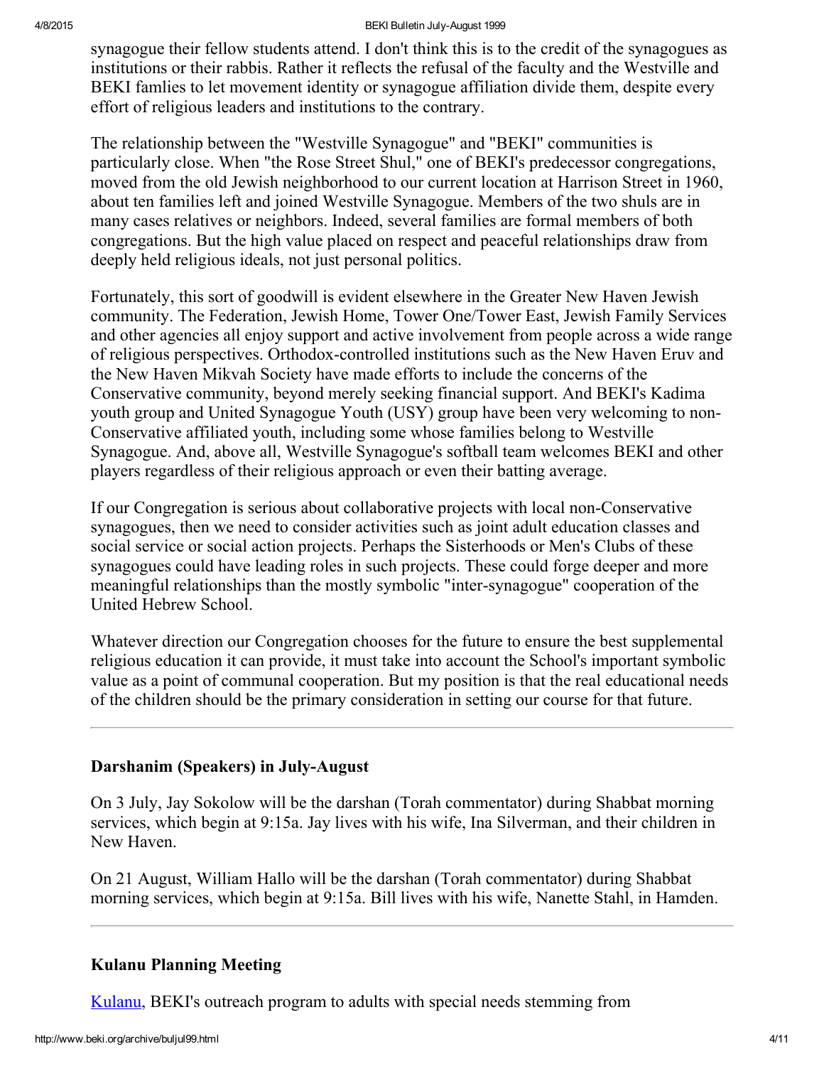synagogue their fellow students attend. I don't think this is to the credit of the synagogues as institutions or their rabbis. Rather it reflects the refusal of the faculty and the Westville and BEKI famlies to let movement identity or synagogue affiliation divide them, despite every effort of religious leaders and institutions to the contrary.

The relationship between the "Westville Synagogue" and "BEKI" communities is particularly close. When "the Rose Street Shul," one of BEKI's predecessor congregations, moved from the old Jewish neighborhood to our current location at Harrison Street in 1960, about ten families left and joined Westville Synagogue. Members of the two shuls are in many cases relatives or neighbors. Indeed, several families are formal members of both congregations. But the high value placed on respect and peaceful relationships draw from deeply held religious ideals, not just personal politics.

Fortunately, this sort of goodwill is evident elsewhere in the Greater New Haven Jewish community. The Federation, Jewish Home, Tower One/Tower East, Jewish Family Services and other agencies all enjoy support and active involvement from people across a wide range of religious perspectives. Orthodox-controlled institutions such as the New Haven Eruv and the New Haven Mikvah Society have made efforts to include the concerns of the Conservative community, beyond merely seeking financial support. And BEKI's Kadima youth group and United Synagogue Youth (USY) group have been very welcoming to non-Conservative affiliated youth, including some whose families belong to Westville Synagogue. And, above all, Westville Synagogue's softball team welcomes BEKI and other players regardless of their religious approach or even their batting average.

If our Congregation is serious about collaborative projects with local non-Conservative synagogues, then we need to consider activities such as joint adult education classes and social service or social action projects. Perhaps the Sisterhoods or Men's Clubs of these synagogues could have leading roles in such projects. These could forge deeper and more meaningful relationships than the mostly symbolic "inter-synagogue" cooperation of the United Hebrew School.

Whatever direction our Congregation chooses for the future to ensure the best supplemental religious education it can provide, it must take into account the School's important symbolic value as a point of communal cooperation. But my position is that the real educational needs of the children should be the primary consideration in setting our course for that future.

---

### Darshanim (Speakers) in July-August

On 3 July, Jay Sokolow will be the darshan (Torah commentator) during Shabbat morning services, which begin at 9:15a. Jay lives with his wife, Ina Silverman, and their children in New Haven.

On 21 August, William Hallo will be the darshan (Torah commentator) during Shabbat morning services, which begin at 9:15a. Bill lives with his wife, Nanette Stahl, in Hamden.

---

### Kulanu Planning Meeting

Kulanu, BEKI's outreach program to adults with special needs stemming from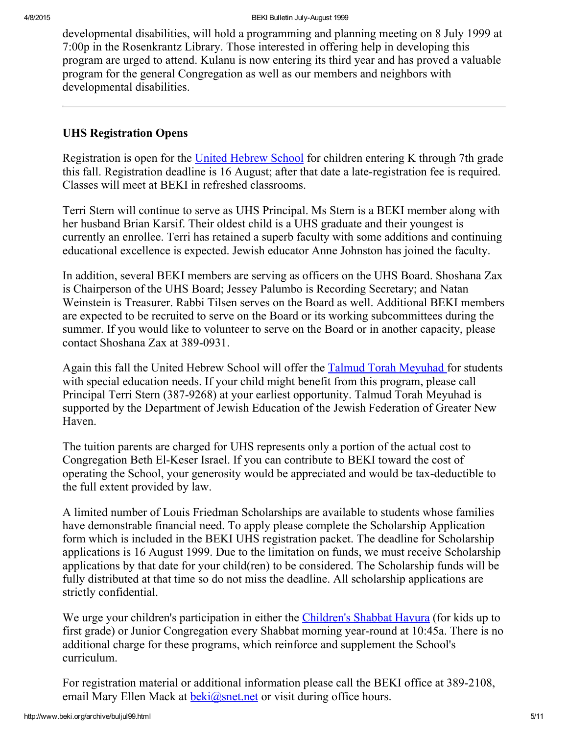developmental disabilities, will hold a programming and planning meeting on 8 July 1999 at 7:00p in the Rosenkrantz Library. Those interested in offering help in developing this program are urged to attend. Kulanu is now entering its third year and has proved a valuable program for the general Congregation as well as our members and neighbors with developmental disabilities.

---

### UHS Registration Opens

Registration is open for the United Hebrew School for children entering K through 7th grade this fall. Registration deadline is 16 August; after that date a late-registration fee is required. Classes will meet at BEKI in refreshed classrooms.

Terri Stern will continue to serve as UHS Principal. Ms Stern is a BEKI member along with her husband Brian Karsif. Their oldest child is a UHS graduate and their youngest is currently an enrollee. Terri has retained a superb faculty with some additions and continuing educational excellence is expected. Jewish educator Anne Johnston has joined the faculty.

In addition, several BEKI members are serving as officers on the UHS Board. Shoshana Zax is Chairperson of the UHS Board; Jessey Palumbo is Recording Secretary; and Natan Weinstein is Treasurer. Rabbi Tilsen serves on the Board as well. Additional BEKI members are expected to be recruited to serve on the Board or its working subcommittees during the summer. If you would like to volunteer to serve on the Board or in another capacity, please contact Shoshana Zax at 389-0931.

Again this fall the United Hebrew School will offer the Talmud Torah Meyuhad for students with special education needs. If your child might benefit from this program, please call Principal Terri Stern (387-9268) at your earliest opportunity. Talmud Torah Meyuhad is supported by the Department of Jewish Education of the Jewish Federation of Greater New Haven.

The tuition parents are charged for UHS represents only a portion of the actual cost to Congregation Beth El-Keser Israel. If you can contribute to BEKI toward the cost of operating the School, your generosity would be appreciated and would be tax-deductible to the full extent provided by law.

A limited number of Louis Friedman Scholarships are available to students whose families have demonstrable financial need. To apply please complete the Scholarship Application form which is included in the BEKI UHS registration packet. The deadline for Scholarship applications is 16 August 1999. Due to the limitation on funds, we must receive Scholarship applications by that date for your child(ren) to be considered. The Scholarship funds will be fully distributed at that time so do not miss the deadline. All scholarship applications are strictly confidential.

We urge your children's participation in either the Children's Shabbat Havura (for kids up to first grade) or Junior Congregation every Shabbat morning year-round at 10:45a. There is no additional charge for these programs, which reinforce and supplement the School's curriculum.

For registration material or additional information please call the BEKI office at 389-2108, email Mary Ellen Mack at beki@snet.net or visit during office hours.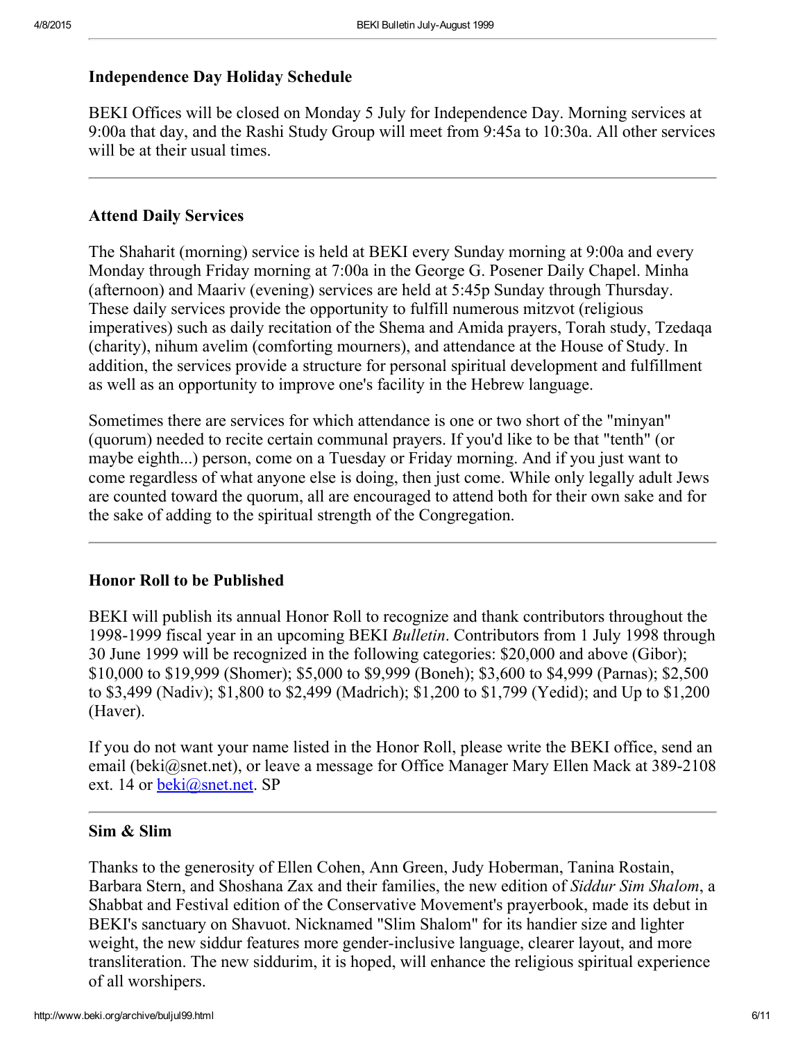### Independence Day Holiday Schedule

BEKI Offices will be closed on Monday 5 July for Independence Day. Morning services at 9:00a that day, and the Rashi Study Group will meet from 9:45a to 10:30a. All other services will be at their usual times.

---

### Attend Daily Services

The Shaharit (morning) service is held at BEKI every Sunday morning at 9:00a and every Monday through Friday morning at 7:00a in the George G. Posener Daily Chapel. Minha (afternoon) and Maariv (evening) services are held at 5:45p Sunday through Thursday. These daily services provide the opportunity to fulfill numerous mitzvot (religious imperatives) such as daily recitation of the Shema and Amida prayers, Torah study, Tzedaqa (charity), nihum avelim (comforting mourners), and attendance at the House of Study. In addition, the services provide a structure for personal spiritual development and fulfillment as well as an opportunity to improve one's facility in the Hebrew language.

Sometimes there are services for which attendance is one or two short of the "minyan" (quorum) needed to recite certain communal prayers. If you'd like to be that "tenth" (or maybe eighth...) person, come on a Tuesday or Friday morning. And if you just want to come regardless of what anyone else is doing, then just come. While only legally adult Jews are counted toward the quorum, all are encouraged to attend both for their own sake and for the sake of adding to the spiritual strength of the Congregation.

---

### Honor Roll to be Published

BEKI will publish its annual Honor Roll to recognize and thank contributors throughout the 1998-1999 fiscal year in an upcoming BEKI *Bulletin*. Contributors from 1 July 1998 through 30 June 1999 will be recognized in the following categories: $20,000 and above (Gibor); $10,000 to $19,999 (Shomer); $5,000 to $9,999 (Boneh); $3,600 to $4,999 (Parnas); $2,500 to $3,499 (Nadiv); $1,800 to $2,499 (Madrich); $1,200 to $1,799 (Yedid); and Up to $1,200 (Haver).

If you do not want your name listed in the Honor Roll, please write the BEKI office, send an email (beki@snet.net), or leave a message for Office Manager Mary Ellen Mack at 389-2108 ext. 14 or [beki@snet.net](mailto:beki@snet.net). SP

---

### Sim & Slim

Thanks to the generosity of Ellen Cohen, Ann Green, Judy Hoberman, Tanina Rostain, Barbara Stern, and Shoshana Zax and their families, the new edition of *Siddur Sim Shalom*, a Shabbat and Festival edition of the Conservative Movement's prayerbook, made its debut in BEKI's sanctuary on Shavuot. Nicknamed "Slim Shalom" for its handier size and lighter weight, the new siddur features more gender-inclusive language, clearer layout, and more transliteration. The new siddurim, it is hoped, will enhance the religious spiritual experience of all worshipers.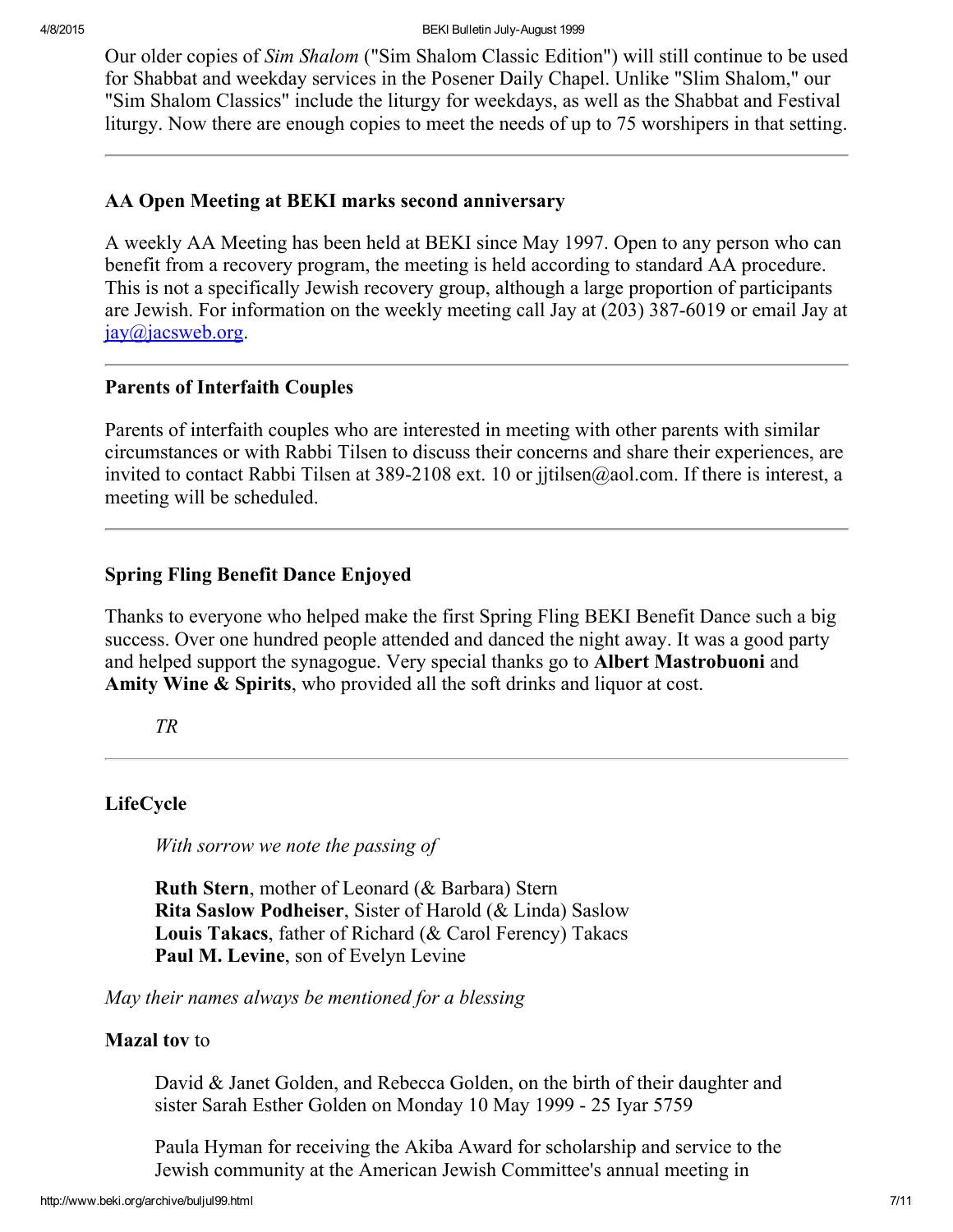Our older copies of *Sim Shalom* ("Sim Shalom Classic Edition") will still continue to be used for Shabbat and weekday services in the Posener Daily Chapel. Unlike "Slim Shalom," our "Sim Shalom Classics" include the liturgy for weekdays, as well as the Shabbat and Festival liturgy. Now there are enough copies to meet the needs of up to 75 worshipers in that setting.

---

### AA Open Meeting at BEKI marks second anniversary

A weekly AA Meeting has been held at BEKI since May 1997. Open to any person who can benefit from a recovery program, the meeting is held according to standard AA procedure. This is not a specifically Jewish recovery group, although a large proportion of participants are Jewish. For information on the weekly meeting call Jay at (203) 387-6019 or email Jay at jay@jacsweb.org.

---

### Parents of Interfaith Couples

Parents of interfaith couples who are interested in meeting with other parents with similar circumstances or with Rabbi Tilsen to discuss their concerns and share their experiences, are invited to contact Rabbi Tilsen at 389-2108 ext. 10 or jjtilsen@aol.com. If there is interest, a meeting will be scheduled.

---

### Spring Fling Benefit Dance Enjoyed

Thanks to everyone who helped make the first Spring Fling BEKI Benefit Dance such a big success. Over one hundred people attended and danced the night away. It was a good party and helped support the synagogue. Very special thanks go to **Albert Mastrobuoni** and **Amity Wine & Spirits**, who provided all the soft drinks and liquor at cost.

> *TR*

---

### LifeCycle

> *With sorrow we note the passing of*
>
> **Ruth Stern**, mother of Leonard (& Barbara) Stern
> **Rita Saslow Podheiser**, Sister of Harold (& Linda) Saslow
> **Louis Takacs**, father of Richard (& Carol Ferency) Takacs
> **Paul M. Levine**, son of Evelyn Levine

*May their names always be mentioned for a blessing*

**Mazal tov** to

> David & Janet Golden, and Rebecca Golden, on the birth of their daughter and sister Sarah Esther Golden on Monday 10 May 1999 - 25 Iyar 5759
>
> Paula Hyman for receiving the Akiba Award for scholarship and service to the Jewish community at the American Jewish Committee's annual meeting in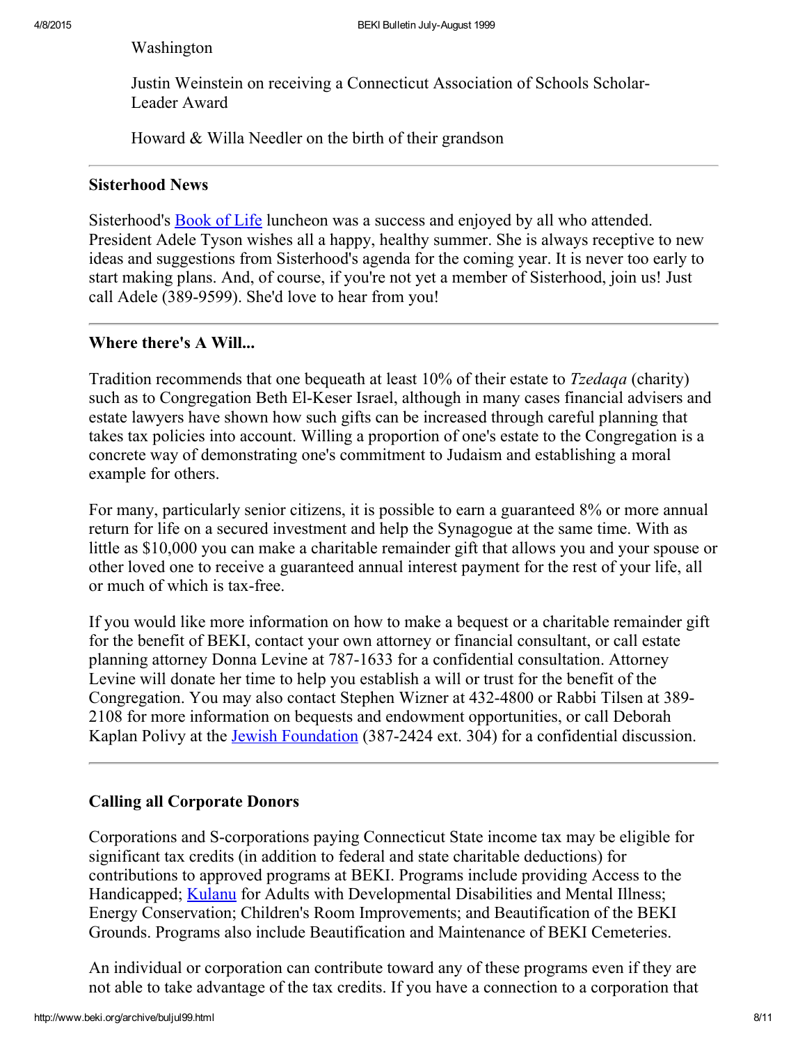Washington

Justin Weinstein on receiving a Connecticut Association of Schools Scholar-Leader Award

Howard & Willa Needler on the birth of their grandson

---

**Sisterhood News**

Sisterhood's Book of Life luncheon was a success and enjoyed by all who attended. President Adele Tyson wishes all a happy, healthy summer. She is always receptive to new ideas and suggestions from Sisterhood's agenda for the coming year. It is never too early to start making plans. And, of course, if you're not yet a member of Sisterhood, join us! Just call Adele (389-9599). She'd love to hear from you!

---

**Where there's A Will...**

Tradition recommends that one bequeath at least 10% of their estate to *Tzedaqa* (charity) such as to Congregation Beth El-Keser Israel, although in many cases financial advisers and estate lawyers have shown how such gifts can be increased through careful planning that takes tax policies into account. Willing a proportion of one's estate to the Congregation is a concrete way of demonstrating one's commitment to Judaism and establishing a moral example for others.

For many, particularly senior citizens, it is possible to earn a guaranteed 8% or more annual return for life on a secured investment and help the Synagogue at the same time. With as little as $10,000 you can make a charitable remainder gift that allows you and your spouse or other loved one to receive a guaranteed annual interest payment for the rest of your life, all or much of which is tax-free.

If you would like more information on how to make a bequest or a charitable remainder gift for the benefit of BEKI, contact your own attorney or financial consultant, or call estate planning attorney Donna Levine at 787-1633 for a confidential consultation. Attorney Levine will donate her time to help you establish a will or trust for the benefit of the Congregation. You may also contact Stephen Wizner at 432-4800 or Rabbi Tilsen at 389-2108 for more information on bequests and endowment opportunities, or call Deborah Kaplan Polivy at the Jewish Foundation (387-2424 ext. 304) for a confidential discussion.

---

**Calling all Corporate Donors**

Corporations and S-corporations paying Connecticut State income tax may be eligible for significant tax credits (in addition to federal and state charitable deductions) for contributions to approved programs at BEKI. Programs include providing Access to the Handicapped; Kulanu for Adults with Developmental Disabilities and Mental Illness; Energy Conservation; Children's Room Improvements; and Beautification of the BEKI Grounds. Programs also include Beautification and Maintenance of BEKI Cemeteries.

An individual or corporation can contribute toward any of these programs even if they are not able to take advantage of the tax credits. If you have a connection to a corporation that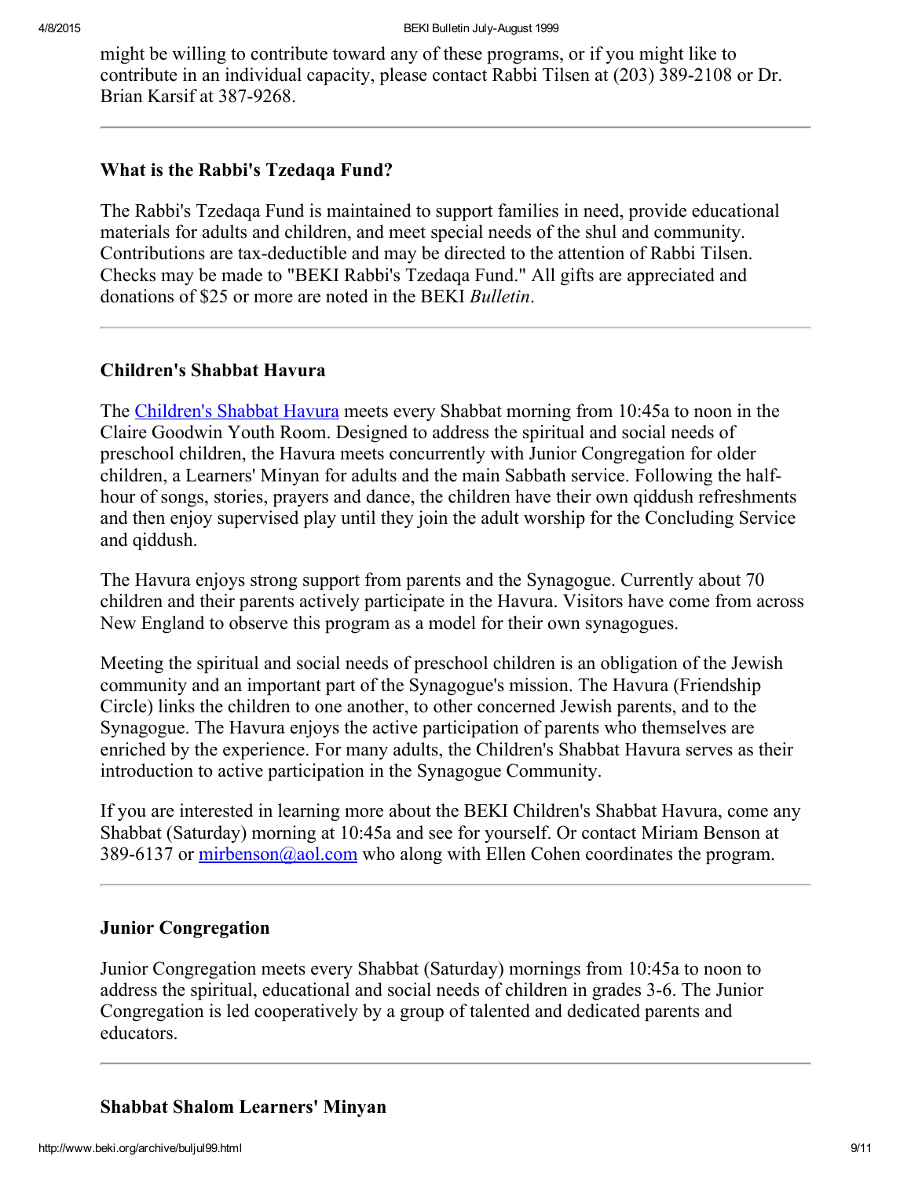might be willing to contribute toward any of these programs, or if you might like to contribute in an individual capacity, please contact Rabbi Tilsen at (203) 389-2108 or Dr. Brian Karsif at 387-9268.

---

### What is the Rabbi's Tzedaqa Fund?

The Rabbi's Tzedaqa Fund is maintained to support families in need, provide educational materials for adults and children, and meet special needs of the shul and community. Contributions are tax-deductible and may be directed to the attention of Rabbi Tilsen. Checks may be made to "BEKI Rabbi's Tzedaqa Fund." All gifts are appreciated and donations of $25 or more are noted in the BEKI *Bulletin*.

---

### Children's Shabbat Havura

The Children's Shabbat Havura meets every Shabbat morning from 10:45a to noon in the Claire Goodwin Youth Room. Designed to address the spiritual and social needs of preschool children, the Havura meets concurrently with Junior Congregation for older children, a Learners' Minyan for adults and the main Sabbath service. Following the half-hour of songs, stories, prayers and dance, the children have their own qiddush refreshments and then enjoy supervised play until they join the adult worship for the Concluding Service and qiddush.

The Havura enjoys strong support from parents and the Synagogue. Currently about 70 children and their parents actively participate in the Havura. Visitors have come from across New England to observe this program as a model for their own synagogues.

Meeting the spiritual and social needs of preschool children is an obligation of the Jewish community and an important part of the Synagogue's mission. The Havura (Friendship Circle) links the children to one another, to other concerned Jewish parents, and to the Synagogue. The Havura enjoys the active participation of parents who themselves are enriched by the experience. For many adults, the Children's Shabbat Havura serves as their introduction to active participation in the Synagogue Community.

If you are interested in learning more about the BEKI Children's Shabbat Havura, come any Shabbat (Saturday) morning at 10:45a and see for yourself. Or contact Miriam Benson at 389-6137 or mirbenson@aol.com who along with Ellen Cohen coordinates the program.

---

### Junior Congregation

Junior Congregation meets every Shabbat (Saturday) mornings from 10:45a to noon to address the spiritual, educational and social needs of children in grades 3-6. The Junior Congregation is led cooperatively by a group of talented and dedicated parents and educators.

---

### Shabbat Shalom Learners' Minyan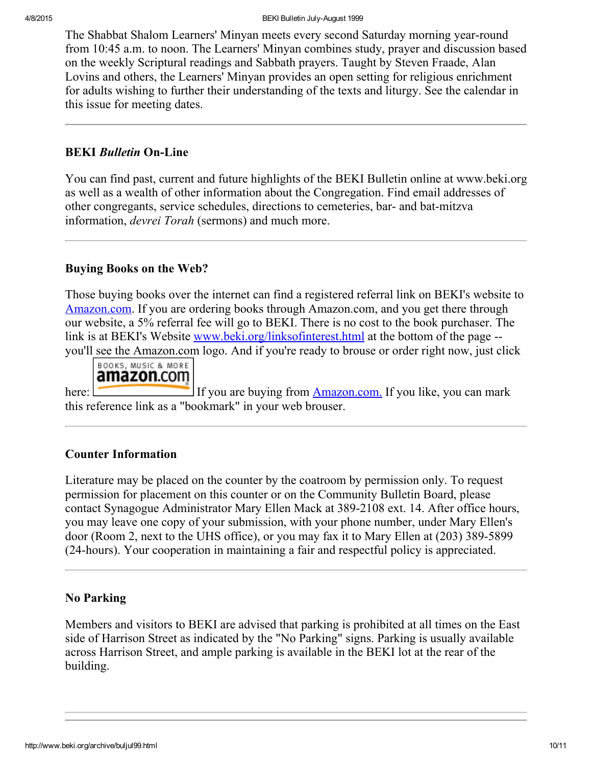The Shabbat Shalom Learners' Minyan meets every second Saturday morning year-round from 10:45 a.m. to noon. The Learners' Minyan combines study, prayer and discussion based on the weekly Scriptural readings and Sabbath prayers. Taught by Steven Fraade, Alan Lovins and others, the Learners' Minyan provides an open setting for religious enrichment for adults wishing to further their understanding of the texts and liturgy. See the calendar in this issue for meeting dates.

---

### BEKI *Bulletin* On-Line

You can find past, current and future highlights of the BEKI Bulletin online at www.beki.org as well as a wealth of other information about the Congregation. Find email addresses of other congregants, service schedules, directions to cemeteries, bar- and bat-mitzva information, *devrei Torah* (sermons) and much more.

---

### Buying Books on the Web?

Those buying books over the internet can find a registered referral link on BEKI's website to Amazon.com. If you are ordering books through Amazon.com, and you get there through our website, a 5% referral fee will go to BEKI. There is no cost to the book purchaser. The link is at BEKI's Website www.beki.org/linksofinterest.html at the bottom of the page -- you'll see the Amazon.com logo. And if you're ready to brouse or order right now, just click here: BOOKS, MUSIC & MORE amazon.com If you are buying from Amazon.com. If you like, you can mark this reference link as a "bookmark" in your web brouser.

---

### Counter Information

Literature may be placed on the counter by the coatroom by permission only. To request permission for placement on this counter or on the Community Bulletin Board, please contact Synagogue Administrator Mary Ellen Mack at 389-2108 ext. 14. After office hours, you may leave one copy of your submission, with your phone number, under Mary Ellen's door (Room 2, next to the UHS office), or you may fax it to Mary Ellen at (203) 389-5899 (24-hours). Your cooperation in maintaining a fair and respectful policy is appreciated.

---

### No Parking

Members and visitors to BEKI are advised that parking is prohibited at all times on the East side of Harrison Street as indicated by the "No Parking" signs. Parking is usually available across Harrison Street, and ample parking is available in the BEKI lot at the rear of the building.

---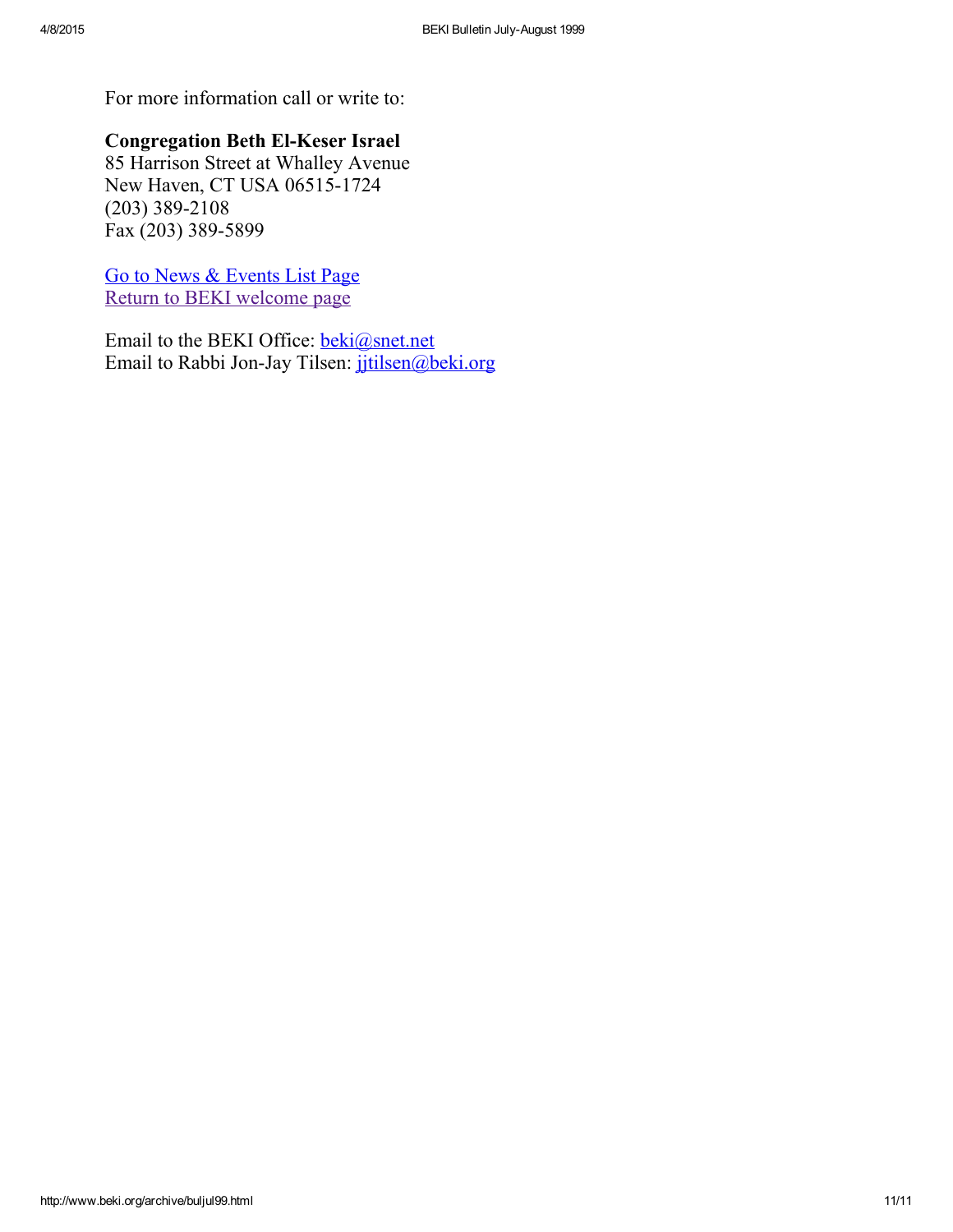For more information call or write to:

**Congregation Beth El-Keser Israel**
85 Harrison Street at Whalley Avenue
New Haven, CT USA 06515-1724
(203) 389-2108
Fax (203) 389-5899

[Go to News & Events List Page]
[Return to BEKI welcome page]

Email to the BEKI Office: beki@snet.net
Email to Rabbi Jon-Jay Tilsen: jjtilsen@beki.org